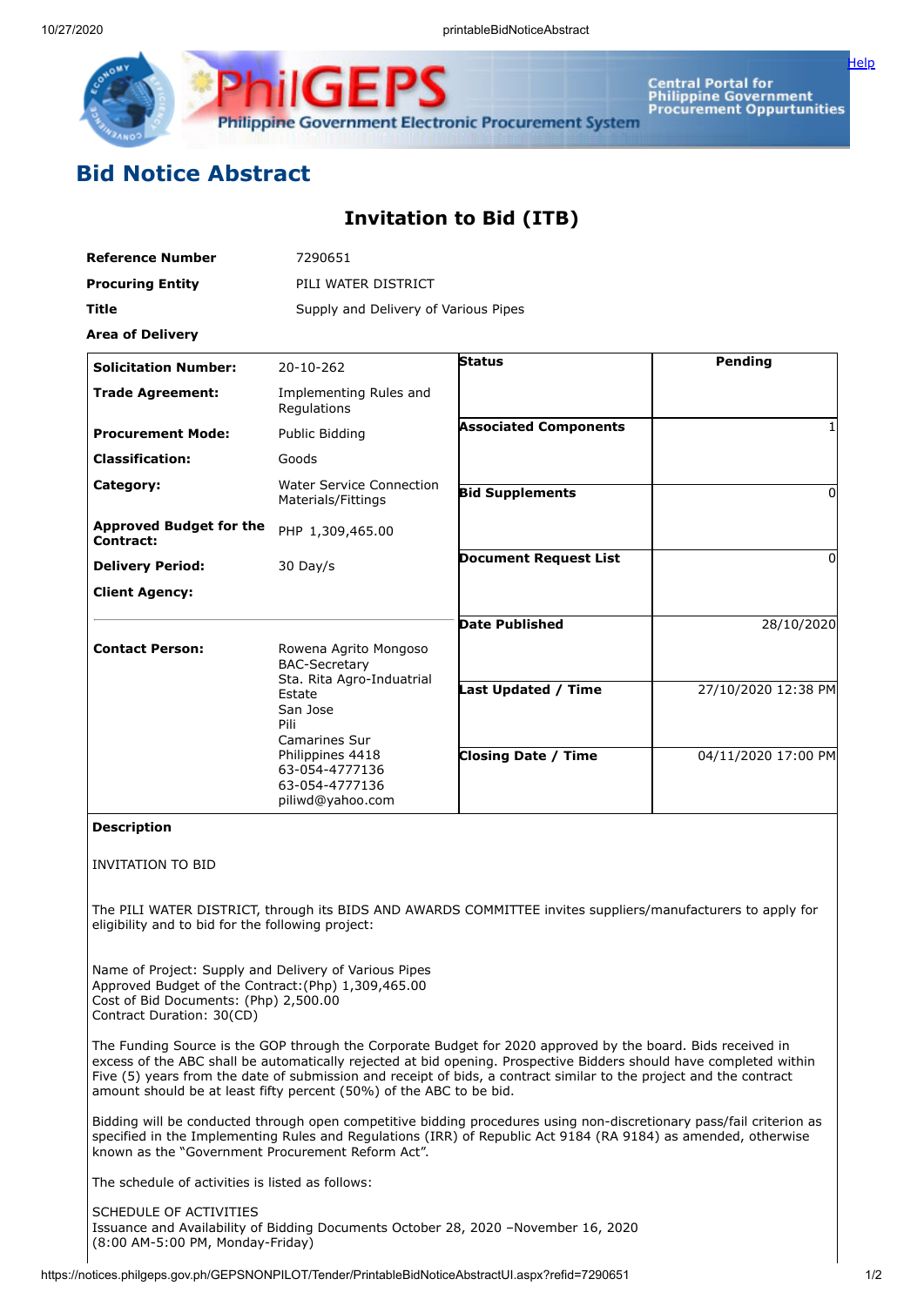# Bid Notice Abstract

## Invitation to Bid (ITB)

| | |
|---|---|
| **Reference Number** | 7290651 |
| **Procuring Entity** | PILI WATER DISTRICT |
| **Title** | Supply and Delivery of Various Pipes |
| **Area of Delivery** | |

| | | | |
|---|---|---|---|
| **Solicitation Number:** | 20-10-262 | **Status** | Pending |
| **Trade Agreement:** | Implementing Rules and Regulations | | |
| **Procurement Mode:** | Public Bidding | **Associated Components** | 1 |
| **Classification:** | Goods | | |
| **Category:** | Water Service Connection Materials/Fittings | **Bid Supplements** | 0 |
| **Approved Budget for the Contract:** | PHP 1,309,465.00 | | |
| **Delivery Period:** | 30 Day/s | **Document Request List** | 0 |
| **Client Agency:** | | | |
| | | **Date Published** | 28/10/2020 |
| **Contact Person:** | Rowena Agrito Mongoso<br>BAC-Secretary<br>Sta. Rita Agro-Induatrial Estate<br>San Jose<br>Pili<br>Camarines Sur<br>Philippines 4418<br>63-054-4777136<br>63-054-4777136<br>piliwd@yahoo.com | **Last Updated / Time** | 27/10/2020 12:38 PM |
| | | **Closing Date / Time** | 04/11/2020 17:00 PM |

**Description**

INVITATION TO BID

The PILI WATER DISTRICT, through its BIDS AND AWARDS COMMITTEE invites suppliers/manufacturers to apply for eligibility and to bid for the following project:

Name of Project: Supply and Delivery of Various Pipes
Approved Budget of the Contract:(Php) 1,309,465.00
Cost of Bid Documents: (Php) 2,500.00
Contract Duration: 30(CD)

The Funding Source is the GOP through the Corporate Budget for 2020 approved by the board. Bids received in excess of the ABC shall be automatically rejected at bid opening. Prospective Bidders should have completed within Five (5) years from the date of submission and receipt of bids, a contract similar to the project and the contract amount should be at least fifty percent (50%) of the ABC to be bid.

Bidding will be conducted through open competitive bidding procedures using non-discretionary pass/fail criterion as specified in the Implementing Rules and Regulations (IRR) of Republic Act 9184 (RA 9184) as amended, otherwise known as the "Government Procurement Reform Act".

The schedule of activities is listed as follows:

SCHEDULE OF ACTIVITIES
Issuance and Availability of Bidding Documents October 28, 2020 –November 16, 2020
(8:00 AM-5:00 PM, Monday-Friday)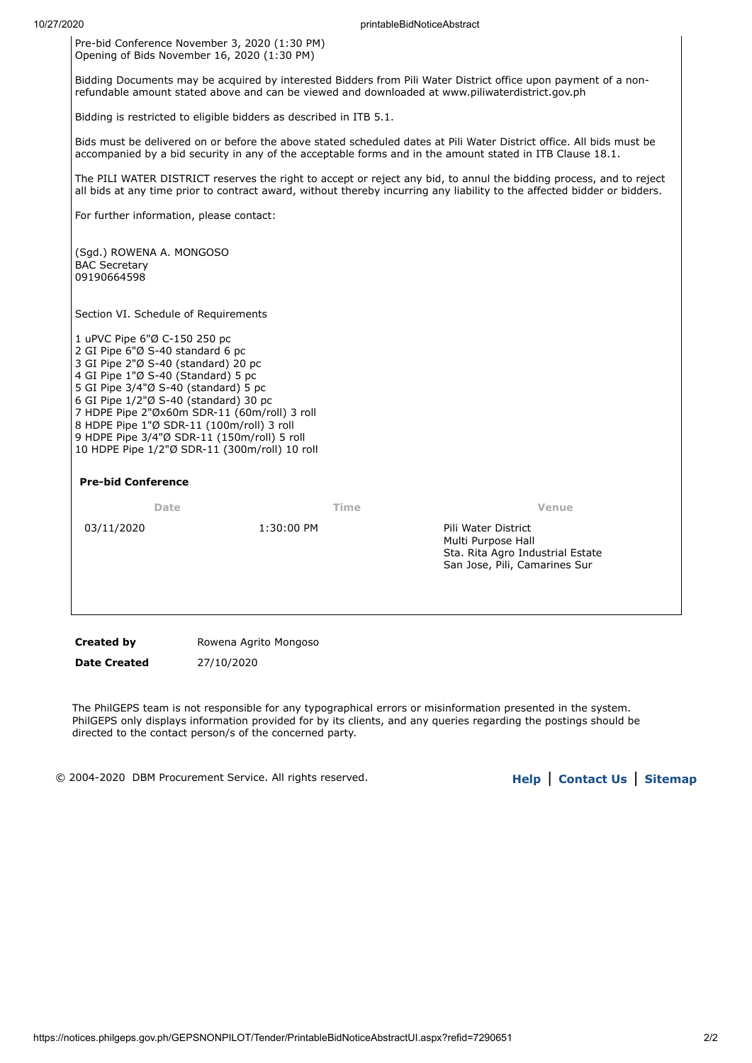Pre-bid Conference November 3, 2020 (1:30 PM)
Opening of Bids November 16, 2020 (1:30 PM)

Bidding Documents may be acquired by interested Bidders from Pili Water District office upon payment of a non-refundable amount stated above and can be viewed and downloaded at www.piliwaterdistrict.gov.ph

Bidding is restricted to eligible bidders as described in ITB 5.1.

Bids must be delivered on or before the above stated scheduled dates at Pili Water District office. All bids must be accompanied by a bid security in any of the acceptable forms and in the amount stated in ITB Clause 18.1.

The PILI WATER DISTRICT reserves the right to accept or reject any bid, to annul the bidding process, and to reject all bids at any time prior to contract award, without thereby incurring any liability to the affected bidder or bidders.

For further information, please contact:

(Sgd.) ROWENA A. MONGOSO
BAC Secretary
09190664598

Section VI. Schedule of Requirements

1 uPVC Pipe 6"Ø C-150 250 pc
2 GI Pipe 6"Ø S-40 standard 6 pc
3 GI Pipe 2"Ø S-40 (standard) 20 pc
4 GI Pipe 1"Ø S-40 (Standard) 5 pc
5 GI Pipe 3/4"Ø S-40 (standard) 5 pc
6 GI Pipe 1/2"Ø S-40 (standard) 30 pc
7 HDPE Pipe 2"Øx60m SDR-11 (60m/roll) 3 roll
8 HDPE Pipe 1"Ø SDR-11 (100m/roll) 3 roll
9 HDPE Pipe 3/4"Ø SDR-11 (150m/roll) 5 roll
10 HDPE Pipe 1/2"Ø SDR-11 (300m/roll) 10 roll

**Pre-bid Conference**

| Date | Time | Venue |
|---|---|---|
| 03/11/2020 | 1:30:00 PM | Pili Water District Multi Purpose Hall Sta. Rita Agro Industrial Estate San Jose, Pili, Camarines Sur |

| | |
|---|---|
| **Created by** | Rowena Agrito Mongoso |
| **Date Created** | 27/10/2020 |

The PhilGEPS team is not responsible for any typographical errors or misinformation presented in the system. PhilGEPS only displays information provided for by its clients, and any queries regarding the postings should be directed to the contact person/s of the concerned party.

© 2004-2020 DBM Procurement Service. All rights reserved.

**Help** | **Contact Us** | **Sitemap**